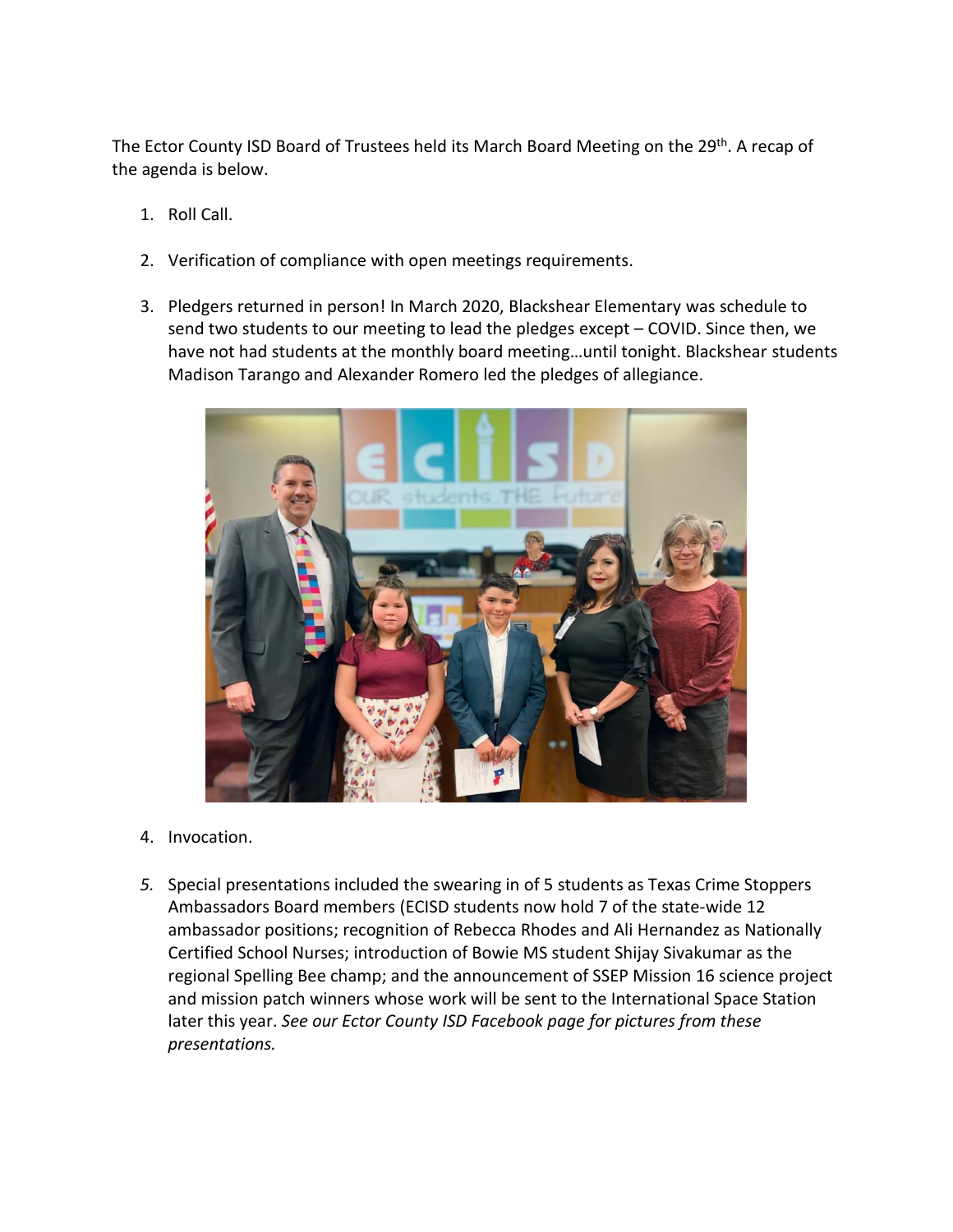The Ector County ISD Board of Trustees held its March Board Meeting on the 29th. A recap of the agenda is below.

1. Roll Call.

2. Verification of compliance with open meetings requirements.

3. Pledgers returned in person! In March 2020, Blackshear Elementary was schedule to send two students to our meeting to lead the pledges except – COVID. Since then, we have not had students at the monthly board meeting…until tonight. Blackshear students Madison Tarango and Alexander Romero led the pledges of allegiance.

4. Invocation.

5. Special presentations included the swearing in of 5 students as Texas Crime Stoppers Ambassadors Board members (ECISD students now hold 7 of the state-wide 12 ambassador positions; recognition of Rebecca Rhodes and Ali Hernandez as Nationally Certified School Nurses; introduction of Bowie MS student Shijay Sivakumar as the regional Spelling Bee champ; and the announcement of SSEP Mission 16 science project and mission patch winners whose work will be sent to the International Space Station later this year. *See our Ector County ISD Facebook page for pictures from these presentations.*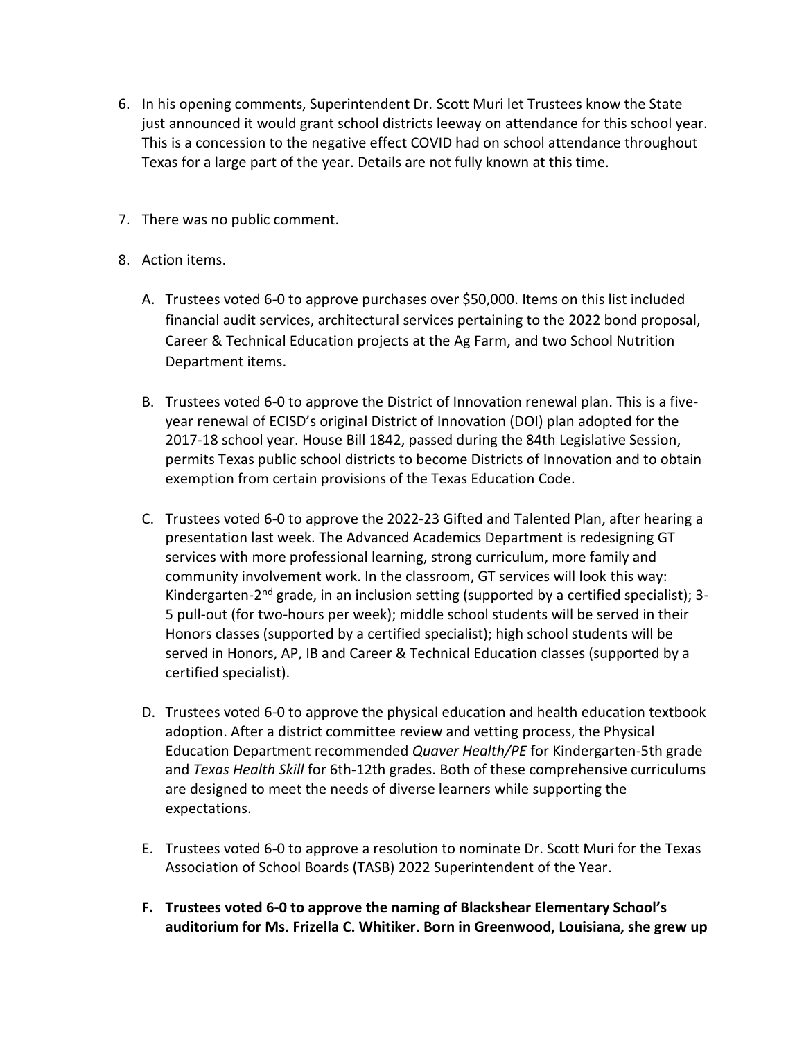6. In his opening comments, Superintendent Dr. Scott Muri let Trustees know the State just announced it would grant school districts leeway on attendance for this school year. This is a concession to the negative effect COVID had on school attendance throughout Texas for a large part of the year. Details are not fully known at this time.

7. There was no public comment.

8. Action items.

   A. Trustees voted 6-0 to approve purchases over $50,000. Items on this list included financial audit services, architectural services pertaining to the 2022 bond proposal, Career & Technical Education projects at the Ag Farm, and two School Nutrition Department items.

   B. Trustees voted 6-0 to approve the District of Innovation renewal plan. This is a five-year renewal of ECISD's original District of Innovation (DOI) plan adopted for the 2017-18 school year. House Bill 1842, passed during the 84th Legislative Session, permits Texas public school districts to become Districts of Innovation and to obtain exemption from certain provisions of the Texas Education Code.

   C. Trustees voted 6-0 to approve the 2022-23 Gifted and Talented Plan, after hearing a presentation last week. The Advanced Academics Department is redesigning GT services with more professional learning, strong curriculum, more family and community involvement work. In the classroom, GT services will look this way: Kindergarten-2nd grade, in an inclusion setting (supported by a certified specialist); 3-5 pull-out (for two-hours per week); middle school students will be served in their Honors classes (supported by a certified specialist); high school students will be served in Honors, AP, IB and Career & Technical Education classes (supported by a certified specialist).

   D. Trustees voted 6-0 to approve the physical education and health education textbook adoption. After a district committee review and vetting process, the Physical Education Department recommended *Quaver Health/PE* for Kindergarten-5th grade and *Texas Health Skill* for 6th-12th grades. Both of these comprehensive curriculums are designed to meet the needs of diverse learners while supporting the expectations.

   E. Trustees voted 6-0 to approve a resolution to nominate Dr. Scott Muri for the Texas Association of School Boards (TASB) 2022 Superintendent of the Year.

   **F. Trustees voted 6-0 to approve the naming of Blackshear Elementary School's auditorium for Ms. Frizella C. Whitiker. Born in Greenwood, Louisiana, she grew up**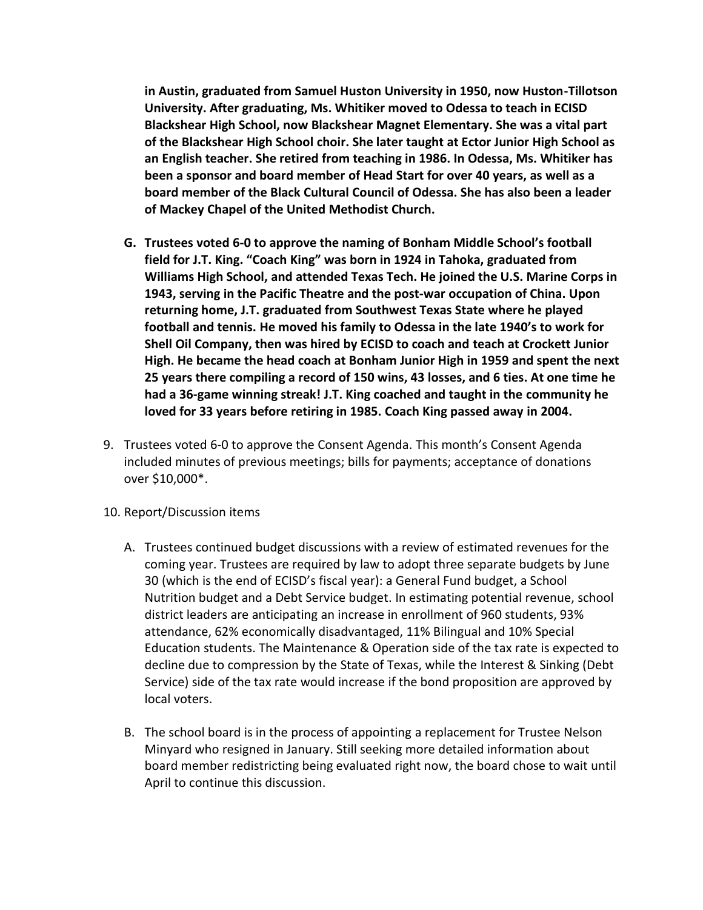**in Austin, graduated from Samuel Huston University in 1950, now Huston-Tillotson University. After graduating, Ms. Whitiker moved to Odessa to teach in ECISD Blackshear High School, now Blackshear Magnet Elementary. She was a vital part of the Blackshear High School choir. She later taught at Ector Junior High School as an English teacher. She retired from teaching in 1986. In Odessa, Ms. Whitiker has been a sponsor and board member of Head Start for over 40 years, as well as a board member of the Black Cultural Council of Odessa. She has also been a leader of Mackey Chapel of the United Methodist Church.**

G. **Trustees voted 6-0 to approve the naming of Bonham Middle School's football field for J.T. King. "Coach King" was born in 1924 in Tahoka, graduated from Williams High School, and attended Texas Tech. He joined the U.S. Marine Corps in 1943, serving in the Pacific Theatre and the post-war occupation of China. Upon returning home, J.T. graduated from Southwest Texas State where he played football and tennis. He moved his family to Odessa in the late 1940's to work for Shell Oil Company, then was hired by ECISD to coach and teach at Crockett Junior High. He became the head coach at Bonham Junior High in 1959 and spent the next 25 years there compiling a record of 150 wins, 43 losses, and 6 ties. At one time he had a 36-game winning streak! J.T. King coached and taught in the community he loved for 33 years before retiring in 1985. Coach King passed away in 2004.**

9. Trustees voted 6-0 to approve the Consent Agenda. This month's Consent Agenda included minutes of previous meetings; bills for payments; acceptance of donations over $10,000*.

10. Report/Discussion items

    A. Trustees continued budget discussions with a review of estimated revenues for the coming year. Trustees are required by law to adopt three separate budgets by June 30 (which is the end of ECISD's fiscal year): a General Fund budget, a School Nutrition budget and a Debt Service budget. In estimating potential revenue, school district leaders are anticipating an increase in enrollment of 960 students, 93% attendance, 62% economically disadvantaged, 11% Bilingual and 10% Special Education students. The Maintenance & Operation side of the tax rate is expected to decline due to compression by the State of Texas, while the Interest & Sinking (Debt Service) side of the tax rate would increase if the bond proposition are approved by local voters.

    B. The school board is in the process of appointing a replacement for Trustee Nelson Minyard who resigned in January. Still seeking more detailed information about board member redistricting being evaluated right now, the board chose to wait until April to continue this discussion.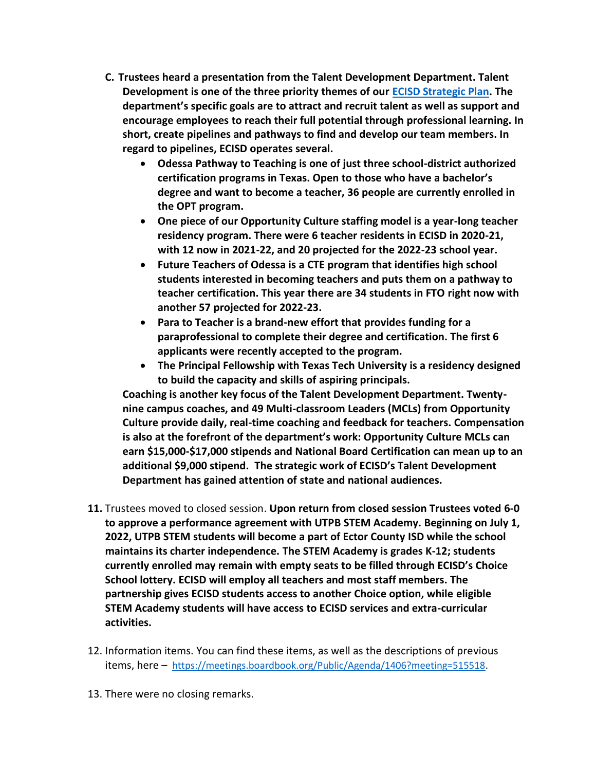C. **Trustees heard a presentation from the Talent Development Department. Talent Development is one of the three priority themes of our [ECISD Strategic Plan](). The department's specific goals are to attract and recruit talent as well as support and encourage employees to reach their full potential through professional learning. In short, create pipelines and pathways to find and develop our team members. In regard to pipelines, ECISD operates several.**
   - **Odessa Pathway to Teaching is one of just three school-district authorized certification programs in Texas. Open to those who have a bachelor's degree and want to become a teacher, 36 people are currently enrolled in the OPT program.**
   - **One piece of our Opportunity Culture staffing model is a year-long teacher residency program. There were 6 teacher residents in ECISD in 2020-21, with 12 now in 2021-22, and 20 projected for the 2022-23 school year.**
   - **Future Teachers of Odessa is a CTE program that identifies high school students interested in becoming teachers and puts them on a pathway to teacher certification. This year there are 34 students in FTO right now with another 57 projected for 2022-23.**
   - **Para to Teacher is a brand-new effort that provides funding for a paraprofessional to complete their degree and certification. The first 6 applicants were recently accepted to the program.**
   - **The Principal Fellowship with Texas Tech University is a residency designed to build the capacity and skills of aspiring principals.**

   **Coaching is another key focus of the Talent Development Department. Twenty-nine campus coaches, and 49 Multi-classroom Leaders (MCLs) from Opportunity Culture provide daily, real-time coaching and feedback for teachers. Compensation is also at the forefront of the department's work: Opportunity Culture MCLs can earn $15,000-$17,000 stipends and National Board Certification can mean up to an additional $9,000 stipend. The strategic work of ECISD's Talent Development Department has gained attention of state and national audiences.**

11. Trustees moved to closed session. **Upon return from closed session Trustees voted 6-0 to approve a performance agreement with UTPB STEM Academy. Beginning on July 1, 2022, UTPB STEM students will become a part of Ector County ISD while the school maintains its charter independence. The STEM Academy is grades K-12; students currently enrolled may remain with empty seats to be filled through ECISD's Choice School lottery. ECISD will employ all teachers and most staff members. The partnership gives ECISD students access to another Choice option, while eligible STEM Academy students will have access to ECISD services and extra-curricular activities.**

12. Information items. You can find these items, as well as the descriptions of previous items, here – https://meetings.boardbook.org/Public/Agenda/1406?meeting=515518.

13. There were no closing remarks.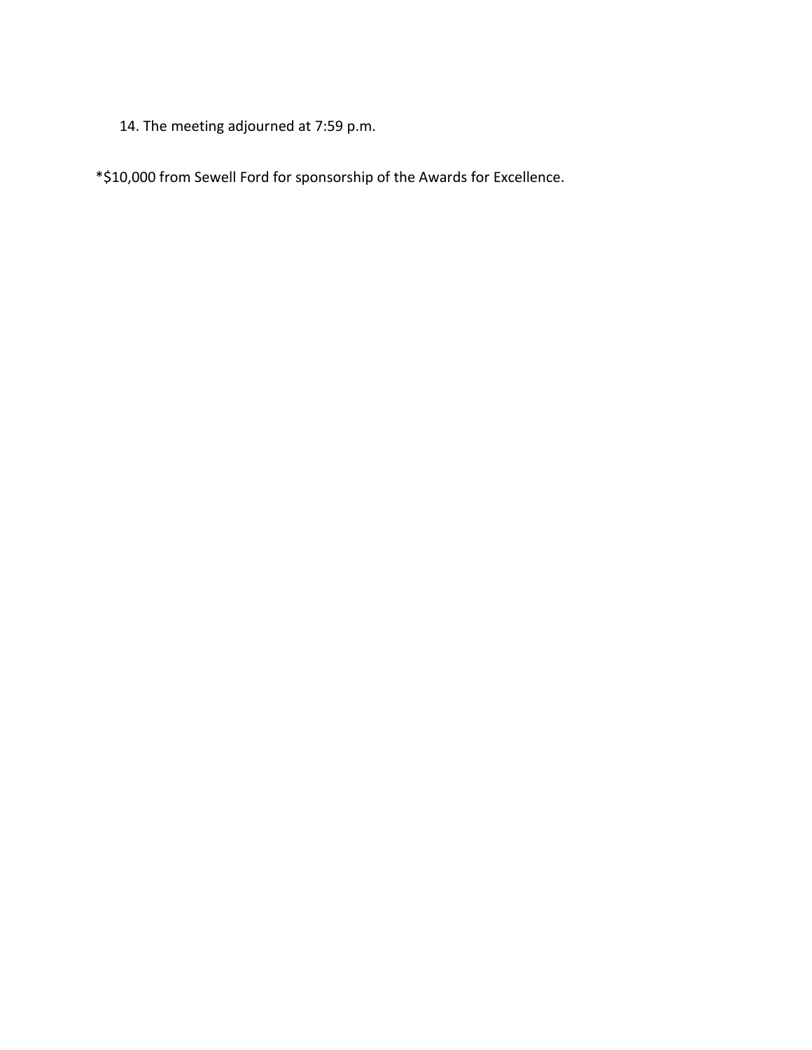14. The meeting adjourned at 7:59 p.m.

*$10,000 from Sewell Ford for sponsorship of the Awards for Excellence.